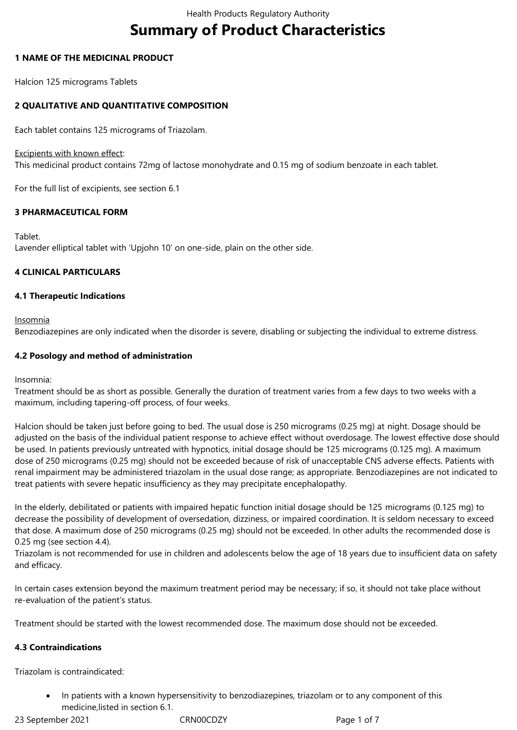# Summary of Product Characteristics

## 1 NAME OF THE MEDICINAL PRODUCT

Halcion 125 micrograms Tablets

## 2 QUALITATIVE AND QUANTITATIVE COMPOSITION

Each tablet contains 125 micrograms of Triazolam.

Excipients with known effect:
This medicinal product contains 72mg of lactose monohydrate and 0.15 mg of sodium benzoate in each tablet.

For the full list of excipients, see section 6.1

## 3 PHARMACEUTICAL FORM

Tablet.
Lavender elliptical tablet with 'Upjohn 10' on one-side, plain on the other side.

## 4 CLINICAL PARTICULARS

### 4.1 Therapeutic Indications

Insomnia
Benzodiazepines are only indicated when the disorder is severe, disabling or subjecting the individual to extreme distress.

### 4.2 Posology and method of administration

Insomnia:
Treatment should be as short as possible. Generally the duration of treatment varies from a few days to two weeks with a maximum, including tapering-off process, of four weeks.

Halcion should be taken just before going to bed. The usual dose is 250 micrograms (0.25 mg) at night. Dosage should be adjusted on the basis of the individual patient response to achieve effect without overdosage. The lowest effective dose should be used. In patients previously untreated with hypnotics, initial dosage should be 125 micrograms (0.125 mg). A maximum dose of 250 micrograms (0.25 mg) should not be exceeded because of risk of unacceptable CNS adverse effects. Patients with renal impairment may be administered triazolam in the usual dose range; as appropriate. Benzodiazepines are not indicated to treat patients with severe hepatic insufficiency as they may precipitate encephalopathy.

In the elderly, debilitated or patients with impaired hepatic function initial dosage should be 125 micrograms (0.125 mg) to decrease the possibility of development of oversedation, dizziness, or impaired coordination. It is seldom necessary to exceed that dose. A maximum dose of 250 micrograms (0.25 mg) should not be exceeded. In other adults the recommended dose is 0.25 mg (see section 4.4).
Triazolam is not recommended for use in children and adolescents below the age of 18 years due to insufficient data on safety and efficacy.

In certain cases extension beyond the maximum treatment period may be necessary; if so, it should not take place without re-evaluation of the patient's status.

Treatment should be started with the lowest recommended dose. The maximum dose should not be exceeded.

### 4.3 Contraindications

Triazolam is contraindicated:

- In patients with a known hypersensitivity to benzodiazepines, triazolam or to any component of this medicine,listed in section 6.1.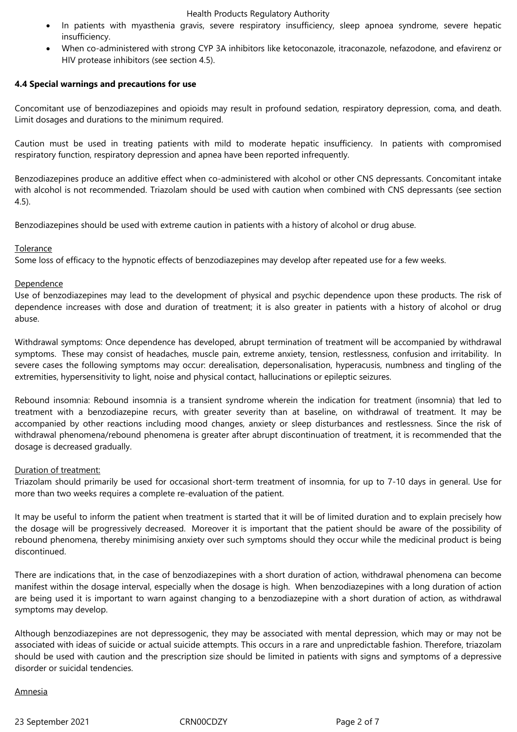- In patients with myasthenia gravis, severe respiratory insufficiency, sleep apnoea syndrome, severe hepatic insufficiency.
- When co-administered with strong CYP 3A inhibitors like ketoconazole, itraconazole, nefazodone, and efavirenz or HIV protease inhibitors (see section 4.5).

**4.4 Special warnings and precautions for use**

Concomitant use of benzodiazepines and opioids may result in profound sedation, respiratory depression, coma, and death. Limit dosages and durations to the minimum required.

Caution must be used in treating patients with mild to moderate hepatic insufficiency. In patients with compromised respiratory function, respiratory depression and apnea have been reported infrequently.

Benzodiazepines produce an additive effect when co-administered with alcohol or other CNS depressants. Concomitant intake with alcohol is not recommended. Triazolam should be used with caution when combined with CNS depressants (see section 4.5).

Benzodiazepines should be used with extreme caution in patients with a history of alcohol or drug abuse.

Tolerance

Some loss of efficacy to the hypnotic effects of benzodiazepines may develop after repeated use for a few weeks.

Dependence

Use of benzodiazepines may lead to the development of physical and psychic dependence upon these products. The risk of dependence increases with dose and duration of treatment; it is also greater in patients with a history of alcohol or drug abuse.

Withdrawal symptoms: Once dependence has developed, abrupt termination of treatment will be accompanied by withdrawal symptoms. These may consist of headaches, muscle pain, extreme anxiety, tension, restlessness, confusion and irritability. In severe cases the following symptoms may occur: derealisation, depersonalisation, hyperacusis, numbness and tingling of the extremities, hypersensitivity to light, noise and physical contact, hallucinations or epileptic seizures.

Rebound insomnia: Rebound insomnia is a transient syndrome wherein the indication for treatment (insomnia) that led to treatment with a benzodiazepine recurs, with greater severity than at baseline, on withdrawal of treatment. It may be accompanied by other reactions including mood changes, anxiety or sleep disturbances and restlessness. Since the risk of withdrawal phenomena/rebound phenomena is greater after abrupt discontinuation of treatment, it is recommended that the dosage is decreased gradually.

Duration of treatment:

Triazolam should primarily be used for occasional short-term treatment of insomnia, for up to 7-10 days in general. Use for more than two weeks requires a complete re-evaluation of the patient.

It may be useful to inform the patient when treatment is started that it will be of limited duration and to explain precisely how the dosage will be progressively decreased. Moreover it is important that the patient should be aware of the possibility of rebound phenomena, thereby minimising anxiety over such symptoms should they occur while the medicinal product is being discontinued.

There are indications that, in the case of benzodiazepines with a short duration of action, withdrawal phenomena can become manifest within the dosage interval, especially when the dosage is high. When benzodiazepines with a long duration of action are being used it is important to warn against changing to a benzodiazepine with a short duration of action, as withdrawal symptoms may develop.

Although benzodiazepines are not depressogenic, they may be associated with mental depression, which may or may not be associated with ideas of suicide or actual suicide attempts. This occurs in a rare and unpredictable fashion. Therefore, triazolam should be used with caution and the prescription size should be limited in patients with signs and symptoms of a depressive disorder or suicidal tendencies.

Amnesia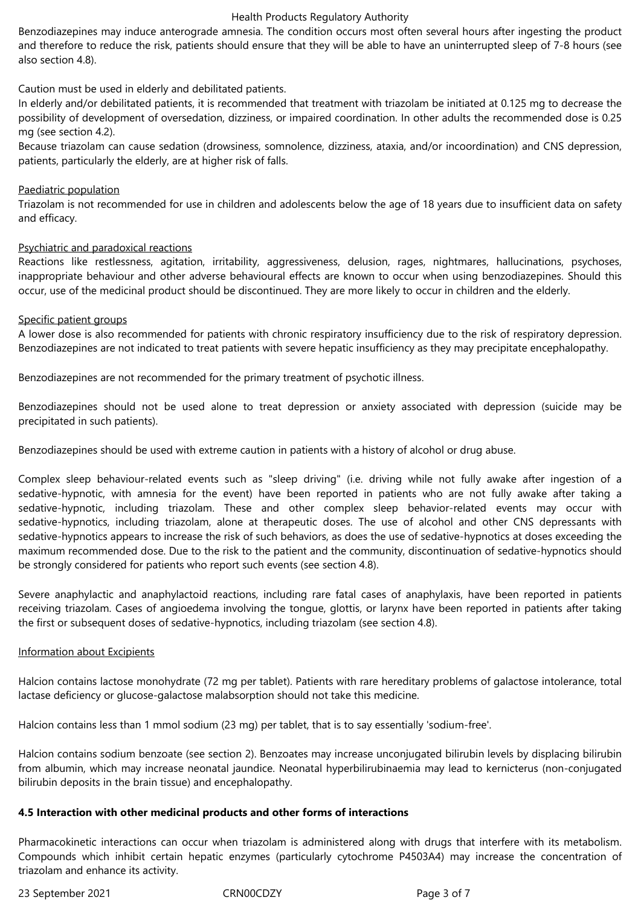Benzodiazepines may induce anterograde amnesia. The condition occurs most often several hours after ingesting the product and therefore to reduce the risk, patients should ensure that they will be able to have an uninterrupted sleep of 7-8 hours (see also section 4.8).

Caution must be used in elderly and debilitated patients.
In elderly and/or debilitated patients, it is recommended that treatment with triazolam be initiated at 0.125 mg to decrease the possibility of development of oversedation, dizziness, or impaired coordination. In other adults the recommended dose is 0.25 mg (see section 4.2).
Because triazolam can cause sedation (drowsiness, somnolence, dizziness, ataxia, and/or incoordination) and CNS depression, patients, particularly the elderly, are at higher risk of falls.

Paediatric population
Triazolam is not recommended for use in children and adolescents below the age of 18 years due to insufficient data on safety and efficacy.

Psychiatric and paradoxical reactions
Reactions like restlessness, agitation, irritability, aggressiveness, delusion, rages, nightmares, hallucinations, psychoses, inappropriate behaviour and other adverse behavioural effects are known to occur when using benzodiazepines. Should this occur, use of the medicinal product should be discontinued. They are more likely to occur in children and the elderly.

Specific patient groups
A lower dose is also recommended for patients with chronic respiratory insufficiency due to the risk of respiratory depression. Benzodiazepines are not indicated to treat patients with severe hepatic insufficiency as they may precipitate encephalopathy.

Benzodiazepines are not recommended for the primary treatment of psychotic illness.

Benzodiazepines should not be used alone to treat depression or anxiety associated with depression (suicide may be precipitated in such patients).

Benzodiazepines should be used with extreme caution in patients with a history of alcohol or drug abuse.

Complex sleep behaviour-related events such as "sleep driving" (i.e. driving while not fully awake after ingestion of a sedative-hypnotic, with amnesia for the event) have been reported in patients who are not fully awake after taking a sedative-hypnotic, including triazolam. These and other complex sleep behavior-related events may occur with sedative-hypnotics, including triazolam, alone at therapeutic doses. The use of alcohol and other CNS depressants with sedative-hypnotics appears to increase the risk of such behaviors, as does the use of sedative-hypnotics at doses exceeding the maximum recommended dose. Due to the risk to the patient and the community, discontinuation of sedative-hypnotics should be strongly considered for patients who report such events (see section 4.8).

Severe anaphylactic and anaphylactoid reactions, including rare fatal cases of anaphylaxis, have been reported in patients receiving triazolam. Cases of angioedema involving the tongue, glottis, or larynx have been reported in patients after taking the first or subsequent doses of sedative-hypnotics, including triazolam (see section 4.8).

Information about Excipients

Halcion contains lactose monohydrate (72 mg per tablet). Patients with rare hereditary problems of galactose intolerance, total lactase deficiency or glucose-galactose malabsorption should not take this medicine.

Halcion contains less than 1 mmol sodium (23 mg) per tablet, that is to say essentially 'sodium-free'.

Halcion contains sodium benzoate (see section 2). Benzoates may increase unconjugated bilirubin levels by displacing bilirubin from albumin, which may increase neonatal jaundice. Neonatal hyperbilirubinaemia may lead to kernicterus (non-conjugated bilirubin deposits in the brain tissue) and encephalopathy.

**4.5 Interaction with other medicinal products and other forms of interactions**

Pharmacokinetic interactions can occur when triazolam is administered along with drugs that interfere with its metabolism. Compounds which inhibit certain hepatic enzymes (particularly cytochrome P4503A4) may increase the concentration of triazolam and enhance its activity.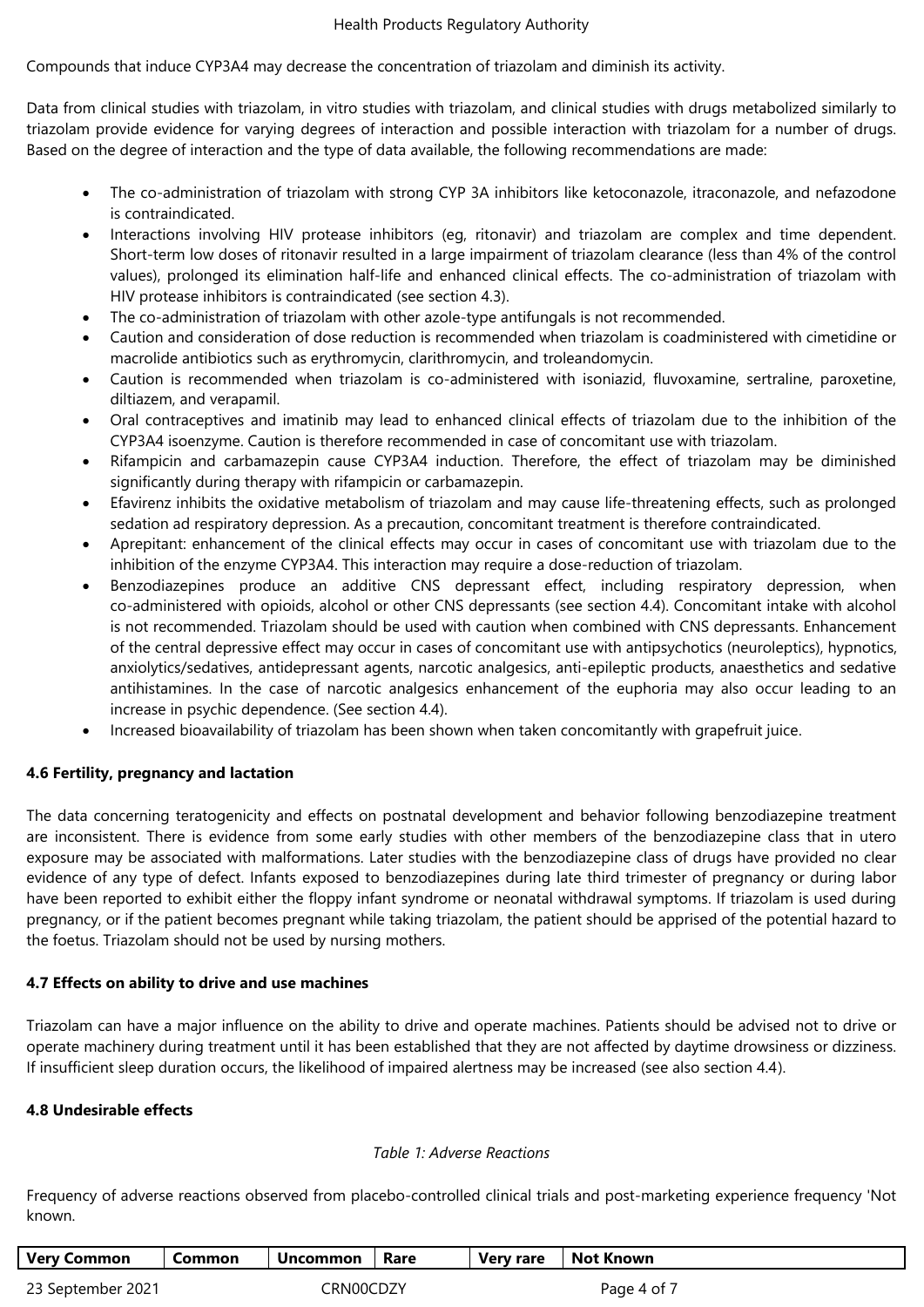Compounds that induce CYP3A4 may decrease the concentration of triazolam and diminish its activity.

Data from clinical studies with triazolam, in vitro studies with triazolam, and clinical studies with drugs metabolized similarly to triazolam provide evidence for varying degrees of interaction and possible interaction with triazolam for a number of drugs. Based on the degree of interaction and the type of data available, the following recommendations are made:

- The co-administration of triazolam with strong CYP 3A inhibitors like ketoconazole, itraconazole, and nefazodone is contraindicated.
- Interactions involving HIV protease inhibitors (eg, ritonavir) and triazolam are complex and time dependent. Short-term low doses of ritonavir resulted in a large impairment of triazolam clearance (less than 4% of the control values), prolonged its elimination half-life and enhanced clinical effects. The co-administration of triazolam with HIV protease inhibitors is contraindicated (see section 4.3).
- The co-administration of triazolam with other azole-type antifungals is not recommended.
- Caution and consideration of dose reduction is recommended when triazolam is coadministered with cimetidine or macrolide antibiotics such as erythromycin, clarithromycin, and troleandomycin.
- Caution is recommended when triazolam is co-administered with isoniazid, fluvoxamine, sertraline, paroxetine, diltiazem, and verapamil.
- Oral contraceptives and imatinib may lead to enhanced clinical effects of triazolam due to the inhibition of the CYP3A4 isoenzyme. Caution is therefore recommended in case of concomitant use with triazolam.
- Rifampicin and carbamazepin cause CYP3A4 induction. Therefore, the effect of triazolam may be diminished significantly during therapy with rifampicin or carbamazepin.
- Efavirenz inhibits the oxidative metabolism of triazolam and may cause life-threatening effects, such as prolonged sedation ad respiratory depression. As a precaution, concomitant treatment is therefore contraindicated.
- Aprepitant: enhancement of the clinical effects may occur in cases of concomitant use with triazolam due to the inhibition of the enzyme CYP3A4. This interaction may require a dose-reduction of triazolam.
- Benzodiazepines produce an additive CNS depressant effect, including respiratory depression, when co-administered with opioids, alcohol or other CNS depressants (see section 4.4). Concomitant intake with alcohol is not recommended. Triazolam should be used with caution when combined with CNS depressants. Enhancement of the central depressive effect may occur in cases of concomitant use with antipsychotics (neuroleptics), hypnotics, anxiolytics/sedatives, antidepressant agents, narcotic analgesics, anti-epileptic products, anaesthetics and sedative antihistamines. In the case of narcotic analgesics enhancement of the euphoria may also occur leading to an increase in psychic dependence. (See section 4.4).
- Increased bioavailability of triazolam has been shown when taken concomitantly with grapefruit juice.

### 4.6 Fertility, pregnancy and lactation

The data concerning teratogenicity and effects on postnatal development and behavior following benzodiazepine treatment are inconsistent. There is evidence from some early studies with other members of the benzodiazepine class that in utero exposure may be associated with malformations. Later studies with the benzodiazepine class of drugs have provided no clear evidence of any type of defect. Infants exposed to benzodiazepines during late third trimester of pregnancy or during labor have been reported to exhibit either the floppy infant syndrome or neonatal withdrawal symptoms. If triazolam is used during pregnancy, or if the patient becomes pregnant while taking triazolam, the patient should be apprised of the potential hazard to the foetus. Triazolam should not be used by nursing mothers.

### 4.7 Effects on ability to drive and use machines

Triazolam can have a major influence on the ability to drive and operate machines. Patients should be advised not to drive or operate machinery during treatment until it has been established that they are not affected by daytime drowsiness or dizziness. If insufficient sleep duration occurs, the likelihood of impaired alertness may be increased (see also section 4.4).

### 4.8 Undesirable effects

*Table 1: Adverse Reactions*

Frequency of adverse reactions observed from placebo-controlled clinical trials and post-marketing experience frequency 'Not known.

| Very Common | Common | Uncommon | Rare | Very rare | Not Known |
|---|---|---|---|---|---|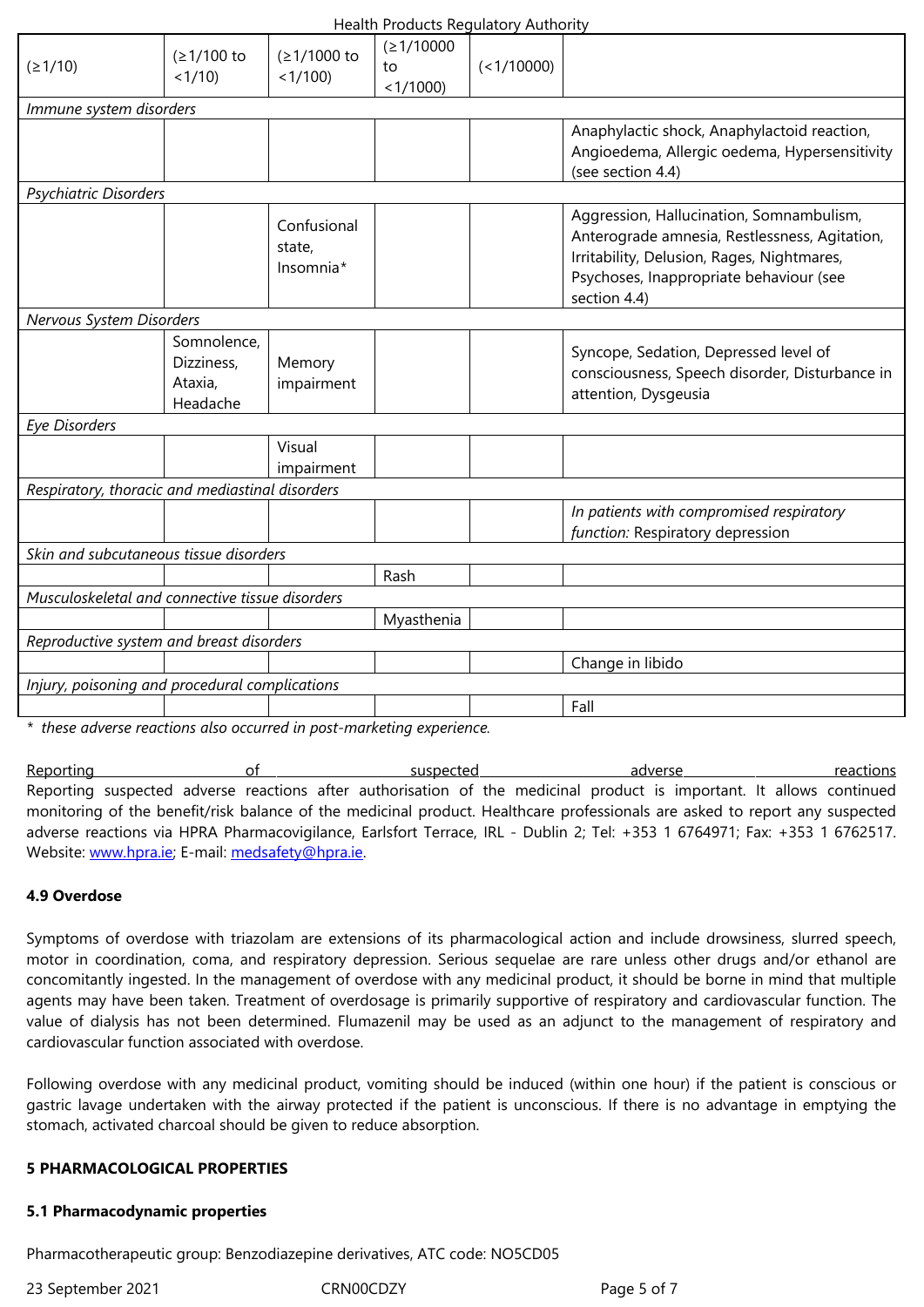| (≥1/10) | (≥1/100 to <1/10) | (≥1/1000 to <1/100) | (≥1/10000 to <1/1000) | (<1/10000) | |
|---|---|---|---|---|---|
| *Immune system disorders* | | | | | |
| | | | | | Anaphylactic shock, Anaphylactoid reaction, Angioedema, Allergic oedema, Hypersensitivity (see section 4.4) |
| *Psychiatric Disorders* | | | | | |
| | | Confusional state, Insomnia* | | | Aggression, Hallucination, Somnambulism, Anterograde amnesia, Restlessness, Agitation, Irritability, Delusion, Rages, Nightmares, Psychoses, Inappropriate behaviour (see section 4.4) |
| *Nervous System Disorders* | | | | | |
| | Somnolence, Dizziness, Ataxia, Headache | Memory impairment | | | Syncope, Sedation, Depressed level of consciousness, Speech disorder, Disturbance in attention, Dysgeusia |
| *Eye Disorders* | | | | | |
| | | Visual impairment | | | |
| *Respiratory, thoracic and mediastinal disorders* | | | | | |
| | | | | | *In patients with compromised respiratory function:* Respiratory depression |
| *Skin and subcutaneous tissue disorders* | | | | | |
| | | | Rash | | |
| *Musculoskeletal and connective tissue disorders* | | | | | |
| | | | Myasthenia | | |
| *Reproductive system and breast disorders* | | | | | |
| | | | | | Change in libido |
| *Injury, poisoning and procedural complications* | | | | | |
| | | | | | Fall |

*\* these adverse reactions also occurred in post-marketing experience.*

Reporting of suspected adverse reactions

Reporting suspected adverse reactions after authorisation of the medicinal product is important. It allows continued monitoring of the benefit/risk balance of the medicinal product. Healthcare professionals are asked to report any suspected adverse reactions via HPRA Pharmacovigilance, Earlsfort Terrace, IRL - Dublin 2; Tel: +353 1 6764971; Fax: +353 1 6762517. Website: www.hpra.ie; E-mail: medsafety@hpra.ie.

**4.9 Overdose**

Symptoms of overdose with triazolam are extensions of its pharmacological action and include drowsiness, slurred speech, motor in coordination, coma, and respiratory depression. Serious sequelae are rare unless other drugs and/or ethanol are concomitantly ingested. In the management of overdose with any medicinal product, it should be borne in mind that multiple agents may have been taken. Treatment of overdosage is primarily supportive of respiratory and cardiovascular function. The value of dialysis has not been determined. Flumazenil may be used as an adjunct to the management of respiratory and cardiovascular function associated with overdose.

Following overdose with any medicinal product, vomiting should be induced (within one hour) if the patient is conscious or gastric lavage undertaken with the airway protected if the patient is unconscious. If there is no advantage in emptying the stomach, activated charcoal should be given to reduce absorption.

**5 PHARMACOLOGICAL PROPERTIES**

**5.1 Pharmacodynamic properties**

Pharmacotherapeutic group: Benzodiazepine derivatives, ATC code: NO5CD05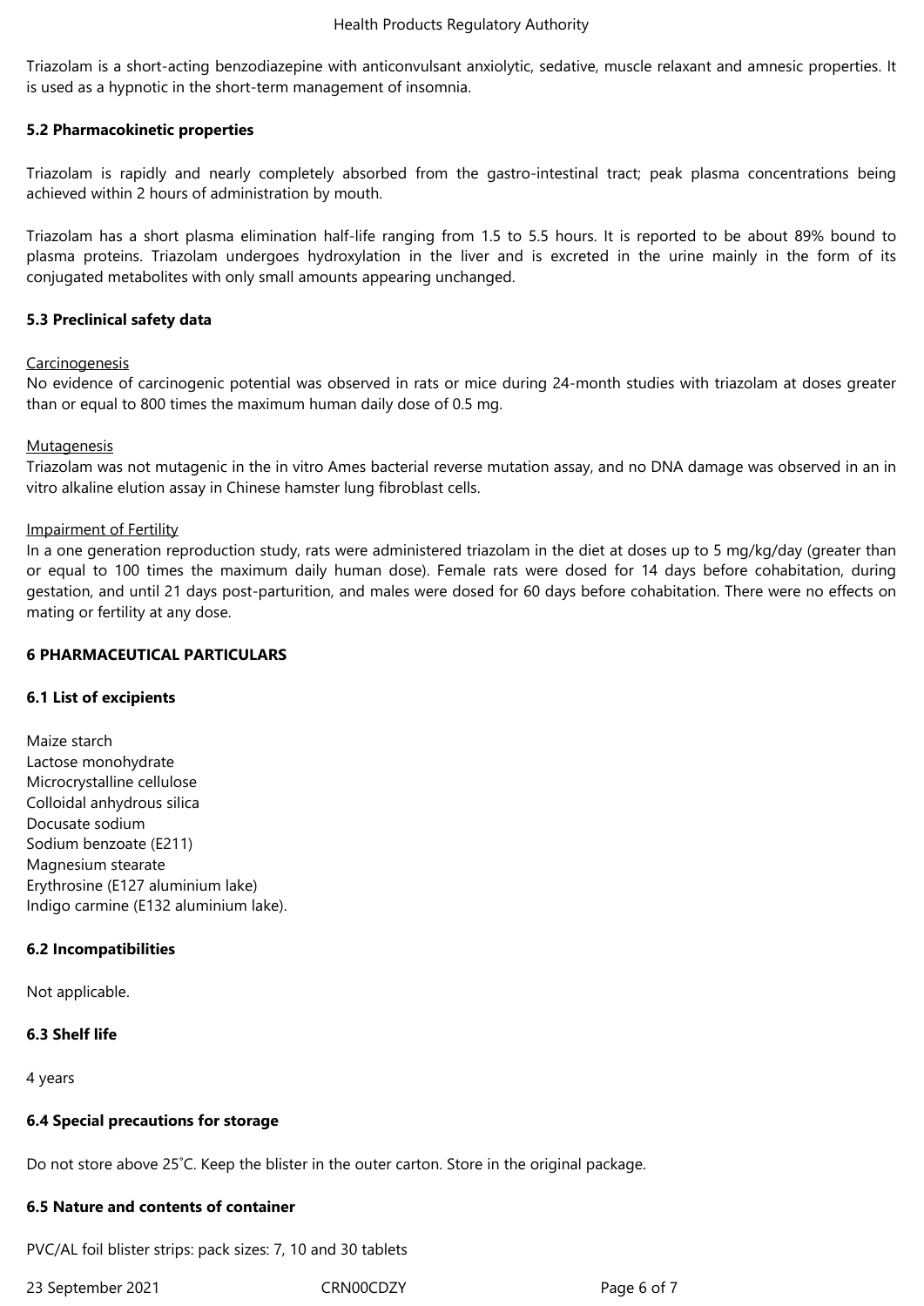Triazolam is a short-acting benzodiazepine with anticonvulsant anxiolytic, sedative, muscle relaxant and amnesic properties. It is used as a hypnotic in the short-term management of insomnia.

**5.2 Pharmacokinetic properties**

Triazolam is rapidly and nearly completely absorbed from the gastro-intestinal tract; peak plasma concentrations being achieved within 2 hours of administration by mouth.

Triazolam has a short plasma elimination half-life ranging from 1.5 to 5.5 hours. It is reported to be about 89% bound to plasma proteins. Triazolam undergoes hydroxylation in the liver and is excreted in the urine mainly in the form of its conjugated metabolites with only small amounts appearing unchanged.

**5.3 Preclinical safety data**

Carcinogenesis
No evidence of carcinogenic potential was observed in rats or mice during 24-month studies with triazolam at doses greater than or equal to 800 times the maximum human daily dose of 0.5 mg.

Mutagenesis
Triazolam was not mutagenic in the in vitro Ames bacterial reverse mutation assay, and no DNA damage was observed in an in vitro alkaline elution assay in Chinese hamster lung fibroblast cells.

Impairment of Fertility
In a one generation reproduction study, rats were administered triazolam in the diet at doses up to 5 mg/kg/day (greater than or equal to 100 times the maximum daily human dose). Female rats were dosed for 14 days before cohabitation, during gestation, and until 21 days post-parturition, and males were dosed for 60 days before cohabitation. There were no effects on mating or fertility at any dose.

**6 PHARMACEUTICAL PARTICULARS**

**6.1 List of excipients**

Maize starch
Lactose monohydrate
Microcrystalline cellulose
Colloidal anhydrous silica
Docusate sodium
Sodium benzoate (E211)
Magnesium stearate
Erythrosine (E127 aluminium lake)
Indigo carmine (E132 aluminium lake).

**6.2 Incompatibilities**

Not applicable.

**6.3 Shelf life**

4 years

**6.4 Special precautions for storage**

Do not store above 25˚C. Keep the blister in the outer carton. Store in the original package.

**6.5 Nature and contents of container**

PVC/AL foil blister strips: pack sizes: 7, 10 and 30 tablets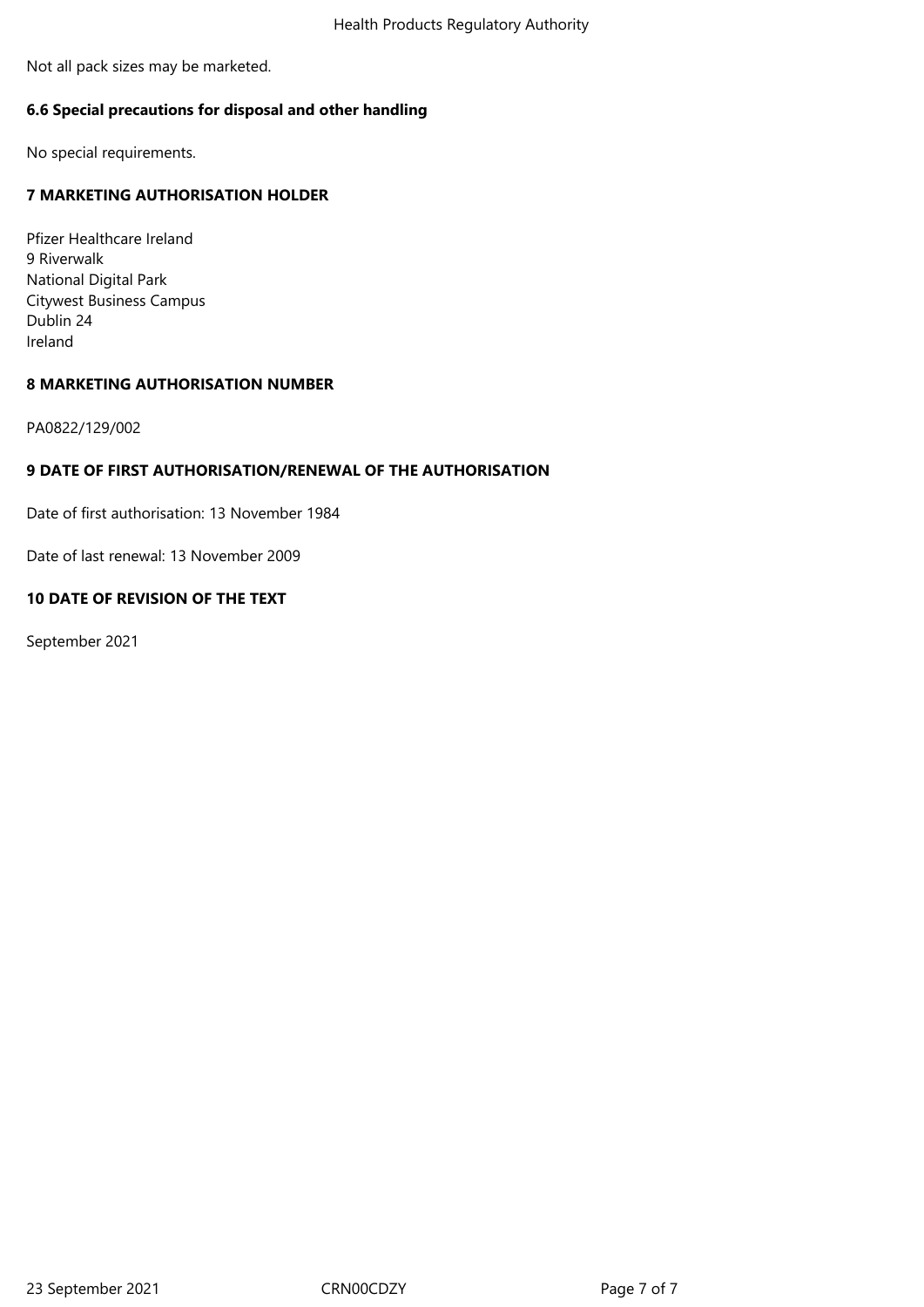Not all pack sizes may be marketed.

### 6.6 Special precautions for disposal and other handling

No special requirements.

## 7 MARKETING AUTHORISATION HOLDER

Pfizer Healthcare Ireland
9 Riverwalk
National Digital Park
Citywest Business Campus
Dublin 24
Ireland

## 8 MARKETING AUTHORISATION NUMBER

PA0822/129/002

## 9 DATE OF FIRST AUTHORISATION/RENEWAL OF THE AUTHORISATION

Date of first authorisation: 13 November 1984

Date of last renewal: 13 November 2009

## 10 DATE OF REVISION OF THE TEXT

September 2021